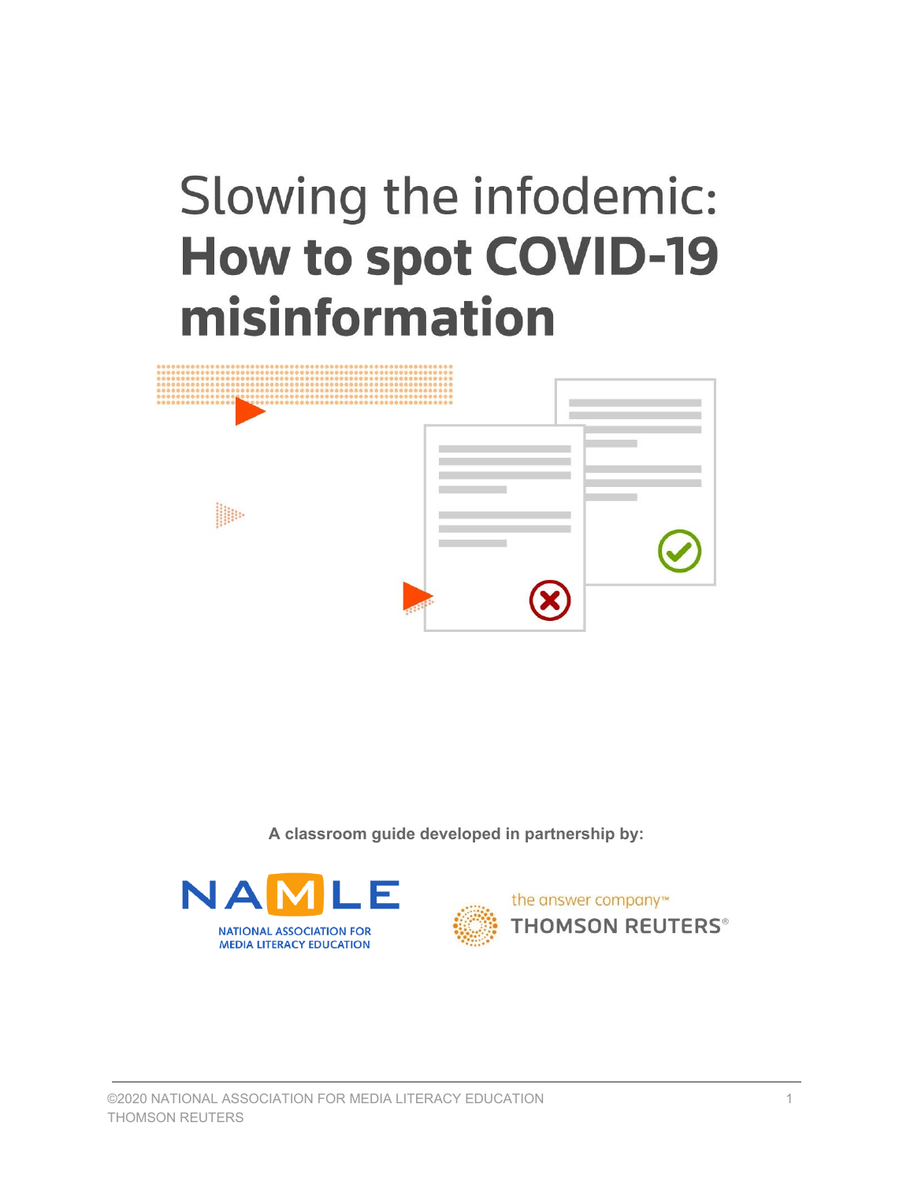# Slowing the infodemic: **How to spot COVID-19 misinformation**

**A classroom guide developed in partnership by:**

NAMLE
NATIONAL ASSOCIATION FOR MEDIA LITERACY EDUCATION

the answer company™
THOMSON REUTERS®

©2020 NATIONAL ASSOCIATION FOR MEDIA LITERACY EDUCATION
THOMSON REUTERS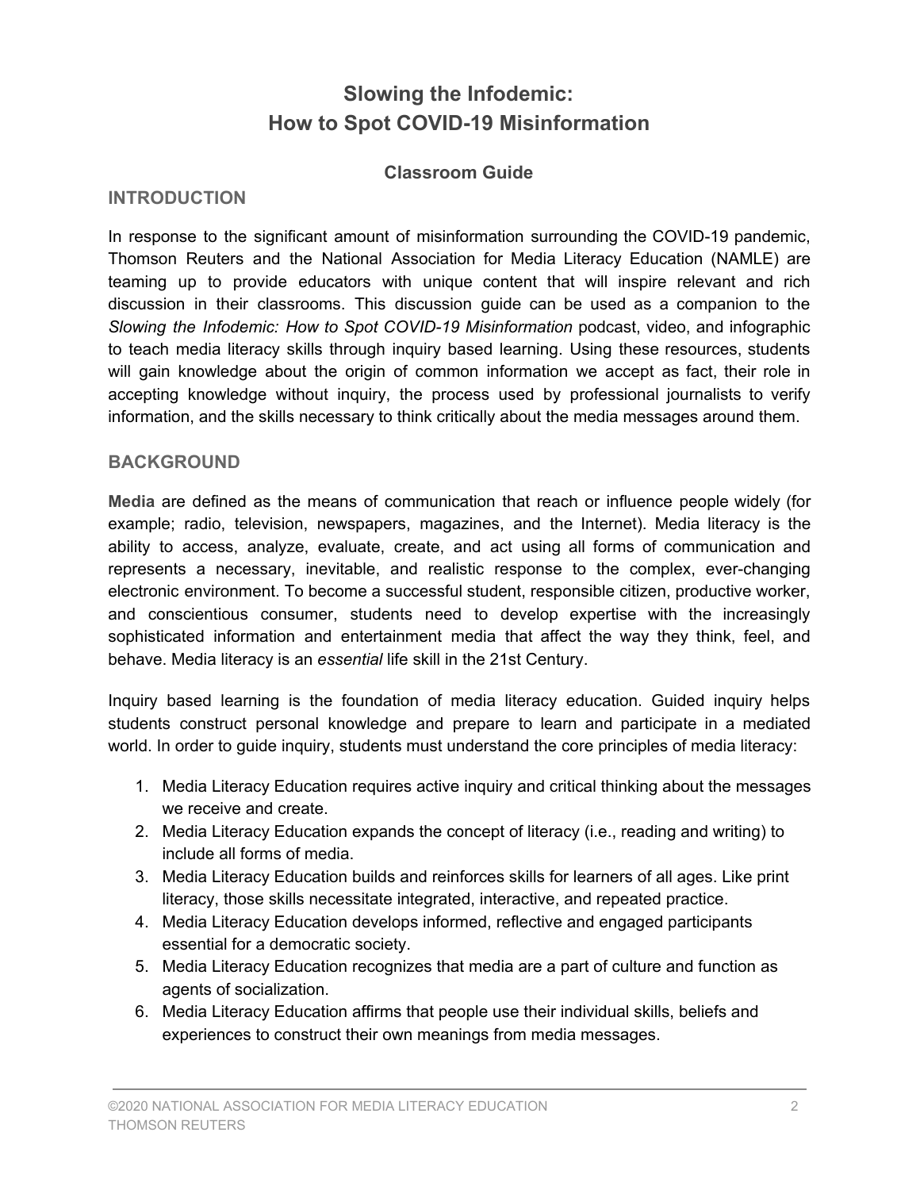# Slowing the Infodemic: How to Spot COVID-19 Misinformation

### Classroom Guide

## INTRODUCTION

In response to the significant amount of misinformation surrounding the COVID-19 pandemic, Thomson Reuters and the National Association for Media Literacy Education (NAMLE) are teaming up to provide educators with unique content that will inspire relevant and rich discussion in their classrooms. This discussion guide can be used as a companion to the *Slowing the Infodemic: How to Spot COVID-19 Misinformation* podcast, video, and infographic to teach media literacy skills through inquiry based learning. Using these resources, students will gain knowledge about the origin of common information we accept as fact, their role in accepting knowledge without inquiry, the process used by professional journalists to verify information, and the skills necessary to think critically about the media messages around them.

## BACKGROUND

**Media** are defined as the means of communication that reach or influence people widely (for example; radio, television, newspapers, magazines, and the Internet). Media literacy is the ability to access, analyze, evaluate, create, and act using all forms of communication and represents a necessary, inevitable, and realistic response to the complex, ever-changing electronic environment. To become a successful student, responsible citizen, productive worker, and conscientious consumer, students need to develop expertise with the increasingly sophisticated information and entertainment media that affect the way they think, feel, and behave. Media literacy is an *essential* life skill in the 21st Century.

Inquiry based learning is the foundation of media literacy education. Guided inquiry helps students construct personal knowledge and prepare to learn and participate in a mediated world. In order to guide inquiry, students must understand the core principles of media literacy:

1. Media Literacy Education requires active inquiry and critical thinking about the messages we receive and create.
2. Media Literacy Education expands the concept of literacy (i.e., reading and writing) to include all forms of media.
3. Media Literacy Education builds and reinforces skills for learners of all ages. Like print literacy, those skills necessitate integrated, interactive, and repeated practice.
4. Media Literacy Education develops informed, reflective and engaged participants essential for a democratic society.
5. Media Literacy Education recognizes that media are a part of culture and function as agents of socialization.
6. Media Literacy Education affirms that people use their individual skills, beliefs and experiences to construct their own meanings from media messages.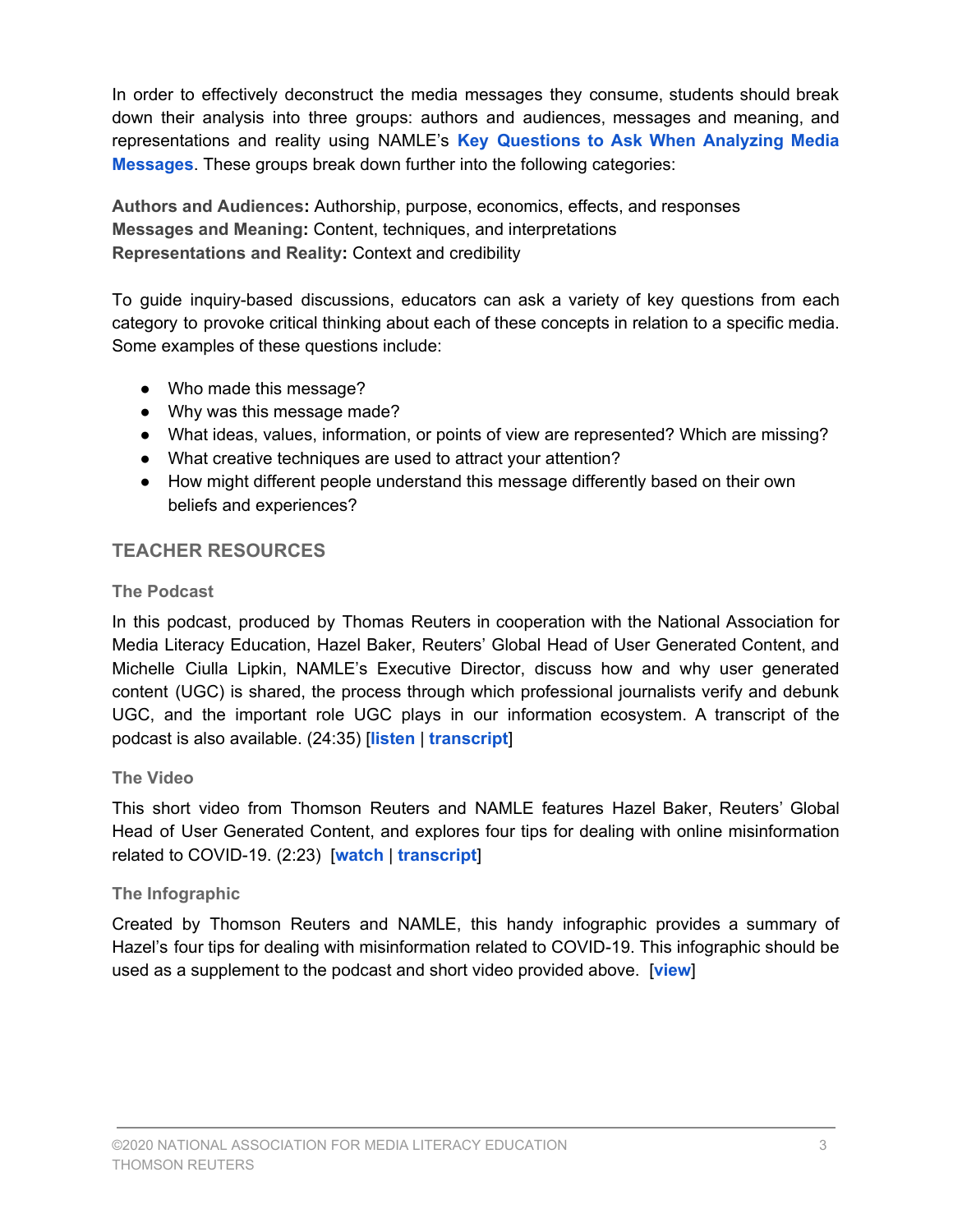In order to effectively deconstruct the media messages they consume, students should break down their analysis into three groups: authors and audiences, messages and meaning, and representations and reality using NAMLE's **Key Questions to Ask When Analyzing Media Messages**. These groups break down further into the following categories:

**Authors and Audiences:** Authorship, purpose, economics, effects, and responses
**Messages and Meaning:** Content, techniques, and interpretations
**Representations and Reality:** Context and credibility

To guide inquiry-based discussions, educators can ask a variety of key questions from each category to provoke critical thinking about each of these concepts in relation to a specific media. Some examples of these questions include:

- Who made this message?
- Why was this message made?
- What ideas, values, information, or points of view are represented? Which are missing?
- What creative techniques are used to attract your attention?
- How might different people understand this message differently based on their own beliefs and experiences?

## TEACHER RESOURCES

### The Podcast

In this podcast, produced by Thomas Reuters in cooperation with the National Association for Media Literacy Education, Hazel Baker, Reuters' Global Head of User Generated Content, and Michelle Ciulla Lipkin, NAMLE's Executive Director, discuss how and why user generated content (UGC) is shared, the process through which professional journalists verify and debunk UGC, and the important role UGC plays in our information ecosystem. A transcript of the podcast is also available. (24:35) [**listen** | **transcript**]

### The Video

This short video from Thomson Reuters and NAMLE features Hazel Baker, Reuters' Global Head of User Generated Content, and explores four tips for dealing with online misinformation related to COVID-19. (2:23) [**watch** | **transcript**]

### The Infographic

Created by Thomson Reuters and NAMLE, this handy infographic provides a summary of Hazel's four tips for dealing with misinformation related to COVID-19. This infographic should be used as a supplement to the podcast and short video provided above. [**view**]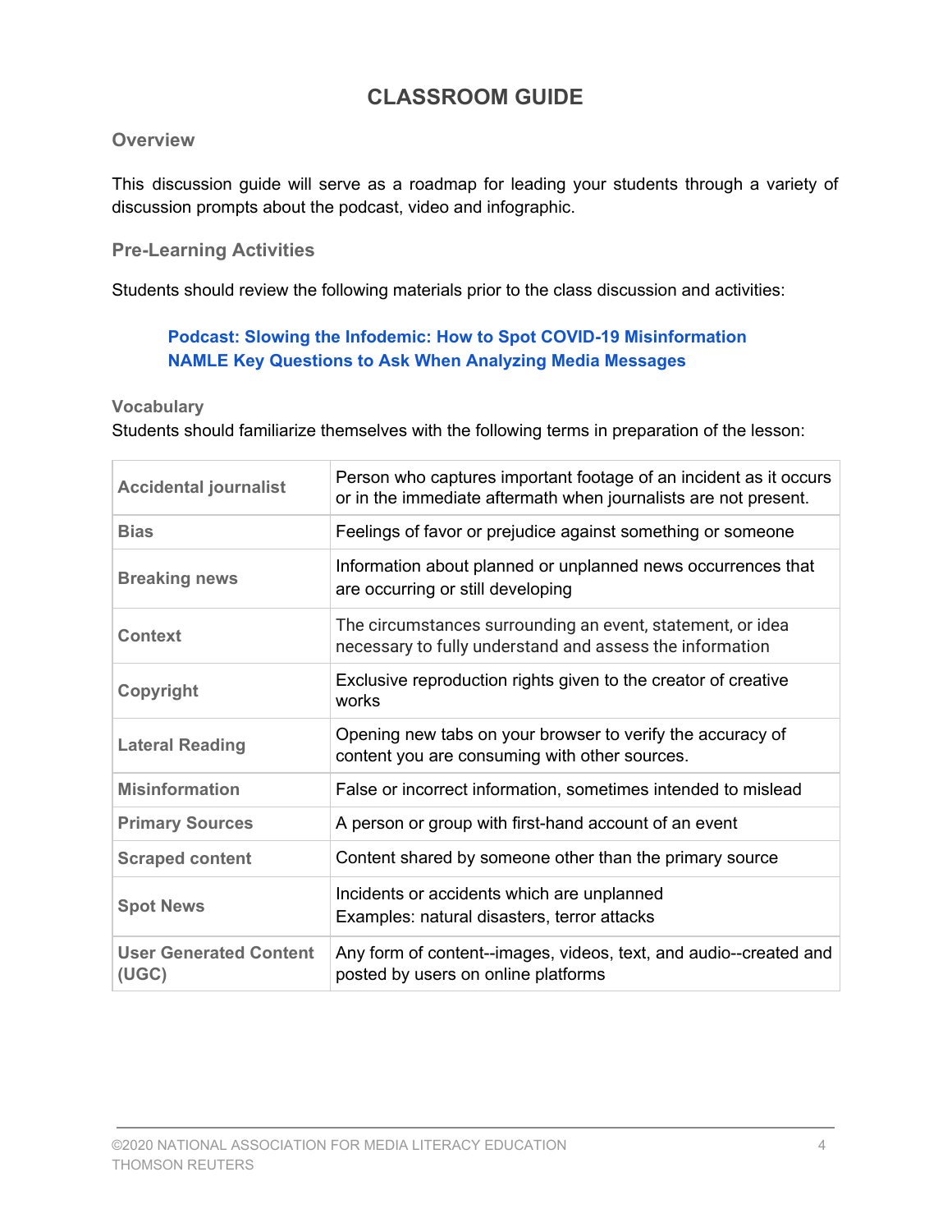# CLASSROOM GUIDE

## Overview

This discussion guide will serve as a roadmap for leading your students through a variety of discussion prompts about the podcast, video and infographic.

## Pre-Learning Activities

Students should review the following materials prior to the class discussion and activities:

> **Podcast: Slowing the Infodemic: How to Spot COVID-19 Misinformation**
> **NAMLE Key Questions to Ask When Analyzing Media Messages**

### Vocabulary

Students should familiarize themselves with the following terms in preparation of the lesson:

| Term | Definition |
| --- | --- |
| **Accidental journalist** | Person who captures important footage of an incident as it occurs or in the immediate aftermath when journalists are not present. |
| **Bias** | Feelings of favor or prejudice against something or someone |
| **Breaking news** | Information about planned or unplanned news occurrences that are occurring or still developing |
| **Context** | The circumstances surrounding an event, statement, or idea necessary to fully understand and assess the information |
| **Copyright** | Exclusive reproduction rights given to the creator of creative works |
| **Lateral Reading** | Opening new tabs on your browser to verify the accuracy of content you are consuming with other sources. |
| **Misinformation** | False or incorrect information, sometimes intended to mislead |
| **Primary Sources** | A person or group with first-hand account of an event |
| **Scraped content** | Content shared by someone other than the primary source |
| **Spot News** | Incidents or accidents which are unplanned<br>Examples: natural disasters, terror attacks |
| **User Generated Content (UGC)** | Any form of content--images, videos, text, and audio--created and posted by users on online platforms |

©2020 NATIONAL ASSOCIATION FOR MEDIA LITERACY EDUCATION
THOMSON REUTERS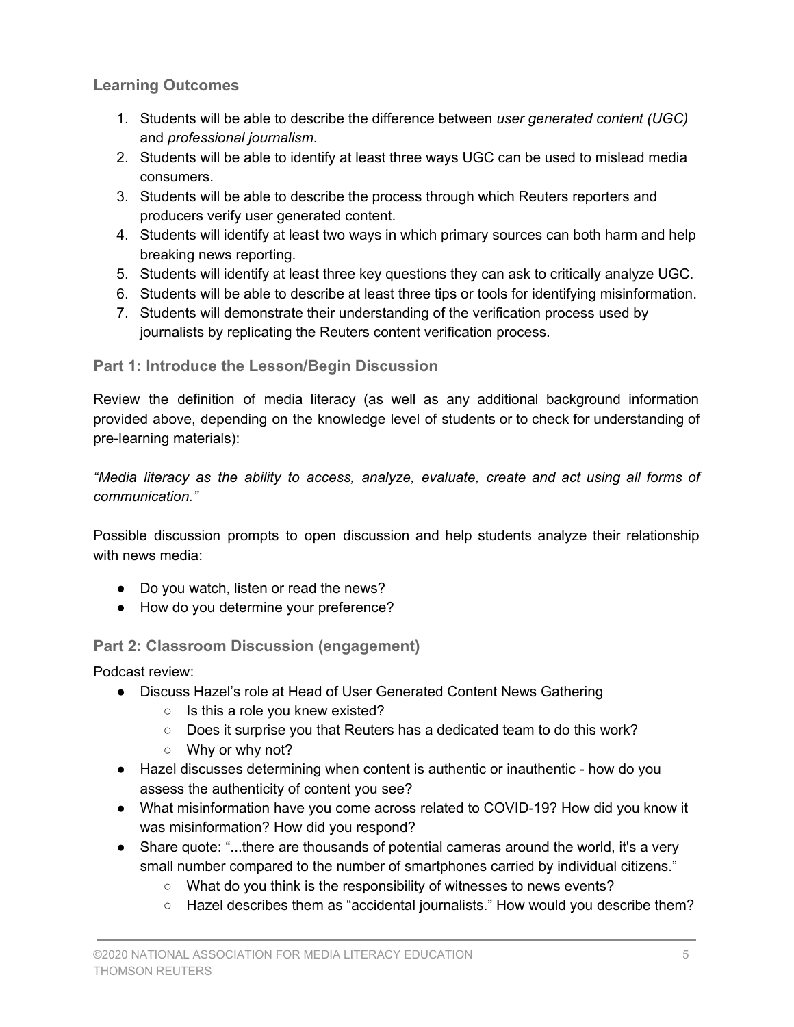### Learning Outcomes

1. Students will be able to describe the difference between *user generated content (UGC)* and *professional journalism*.
2. Students will be able to identify at least three ways UGC can be used to mislead media consumers.
3. Students will be able to describe the process through which Reuters reporters and producers verify user generated content.
4. Students will identify at least two ways in which primary sources can both harm and help breaking news reporting.
5. Students will identify at least three key questions they can ask to critically analyze UGC.
6. Students will be able to describe at least three tips or tools for identifying misinformation.
7. Students will demonstrate their understanding of the verification process used by journalists by replicating the Reuters content verification process.

### Part 1: Introduce the Lesson/Begin Discussion

Review the definition of media literacy (as well as any additional background information provided above, depending on the knowledge level of students or to check for understanding of pre-learning materials):

*"Media literacy as the ability to access, analyze, evaluate, create and act using all forms of communication."*

Possible discussion prompts to open discussion and help students analyze their relationship with news media:

- Do you watch, listen or read the news?
- How do you determine your preference?

### Part 2: Classroom Discussion (engagement)

Podcast review:

- Discuss Hazel's role at Head of User Generated Content News Gathering
  - Is this a role you knew existed?
  - Does it surprise you that Reuters has a dedicated team to do this work?
  - Why or why not?
- Hazel discusses determining when content is authentic or inauthentic - how do you assess the authenticity of content you see?
- What misinformation have you come across related to COVID-19? How did you know it was misinformation? How did you respond?
- Share quote: "...there are thousands of potential cameras around the world, it's a very small number compared to the number of smartphones carried by individual citizens."
  - What do you think is the responsibility of witnesses to news events?
  - Hazel describes them as "accidental journalists." How would you describe them?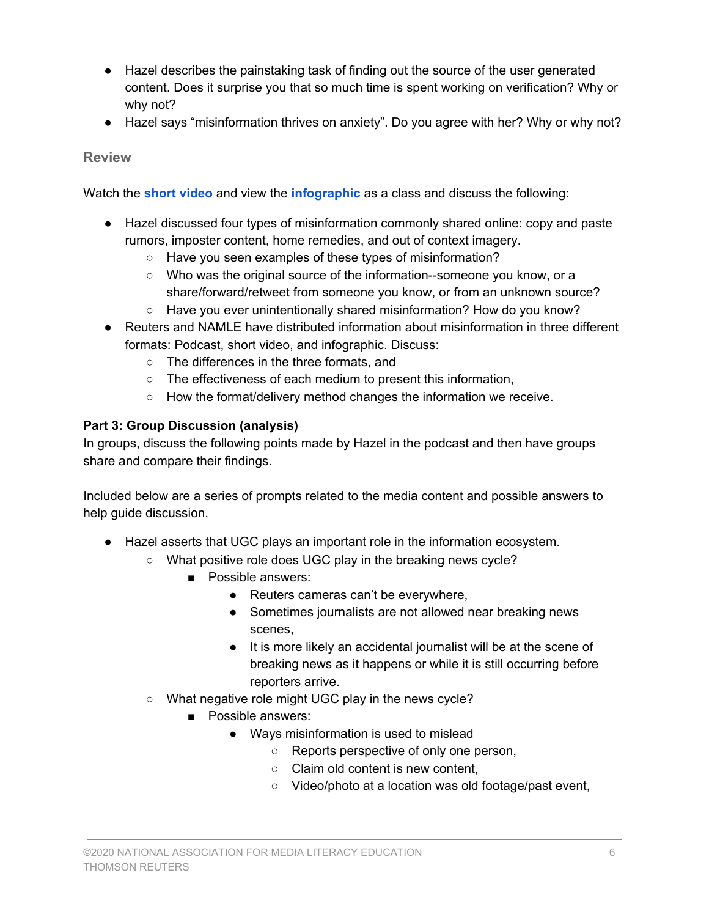- Hazel describes the painstaking task of finding out the source of the user generated content. Does it surprise you that so much time is spent working on verification? Why or why not?
- Hazel says "misinformation thrives on anxiety". Do you agree with her? Why or why not?

### Review

Watch the **short video** and view the **infographic** as a class and discuss the following:

- Hazel discussed four types of misinformation commonly shared online: copy and paste rumors, imposter content, home remedies, and out of context imagery.
    - Have you seen examples of these types of misinformation?
    - Who was the original source of the information--someone you know, or a share/forward/retweet from someone you know, or from an unknown source?
    - Have you ever unintentionally shared misinformation? How do you know?
- Reuters and NAMLE have distributed information about misinformation in three different formats: Podcast, short video, and infographic. Discuss:
    - The differences in the three formats, and
    - The effectiveness of each medium to present this information,
    - How the format/delivery method changes the information we receive.

**Part 3: Group Discussion (analysis)**
In groups, discuss the following points made by Hazel in the podcast and then have groups share and compare their findings.

Included below are a series of prompts related to the media content and possible answers to help guide discussion.

- Hazel asserts that UGC plays an important role in the information ecosystem.
    - What positive role does UGC play in the breaking news cycle?
        - Possible answers:
            - Reuters cameras can't be everywhere,
            - Sometimes journalists are not allowed near breaking news scenes,
            - It is more likely an accidental journalist will be at the scene of breaking news as it happens or while it is still occurring before reporters arrive.
    - What negative role might UGC play in the news cycle?
        - Possible answers:
            - Ways misinformation is used to mislead
                - Reports perspective of only one person,
                - Claim old content is new content,
                - Video/photo at a location was old footage/past event,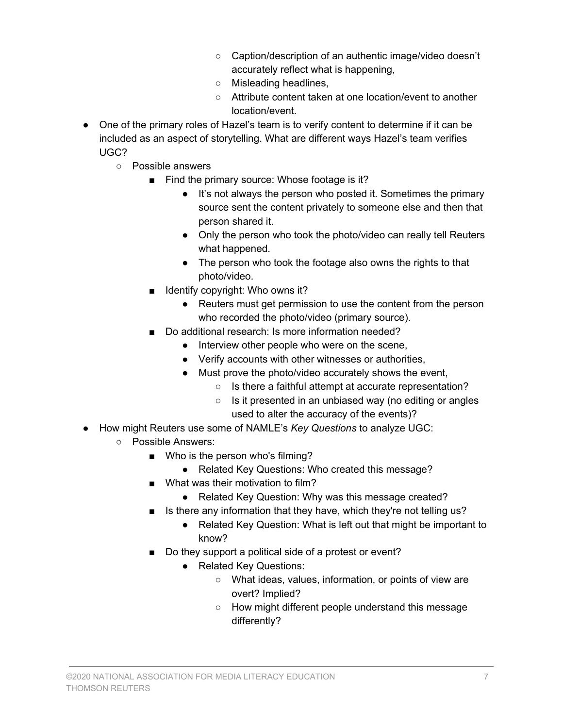- Caption/description of an authentic image/video doesn't accurately reflect what is happening,
        - Misleading headlines,
        - Attribute content taken at one location/event to another location/event.
- One of the primary roles of Hazel's team is to verify content to determine if it can be included as an aspect of storytelling. What are different ways Hazel's team verifies UGC?
    - Possible answers
        - Find the primary source: Whose footage is it?
            - It's not always the person who posted it. Sometimes the primary source sent the content privately to someone else and then that person shared it.
            - Only the person who took the photo/video can really tell Reuters what happened.
            - The person who took the footage also owns the rights to that photo/video.
        - Identify copyright: Who owns it?
            - Reuters must get permission to use the content from the person who recorded the photo/video (primary source).
        - Do additional research: Is more information needed?
            - Interview other people who were on the scene,
            - Verify accounts with other witnesses or authorities,
            - Must prove the photo/video accurately shows the event,
                - Is there a faithful attempt at accurate representation?
                - Is it presented in an unbiased way (no editing or angles used to alter the accuracy of the events)?
- How might Reuters use some of NAMLE's *Key Questions* to analyze UGC:
    - Possible Answers:
        - Who is the person who's filming?
            - Related Key Questions: Who created this message?
        - What was their motivation to film?
            - Related Key Question: Why was this message created?
        - Is there any information that they have, which they're not telling us?
            - Related Key Question: What is left out that might be important to know?
        - Do they support a political side of a protest or event?
            - Related Key Questions:
                - What ideas, values, information, or points of view are overt? Implied?
                - How might different people understand this message differently?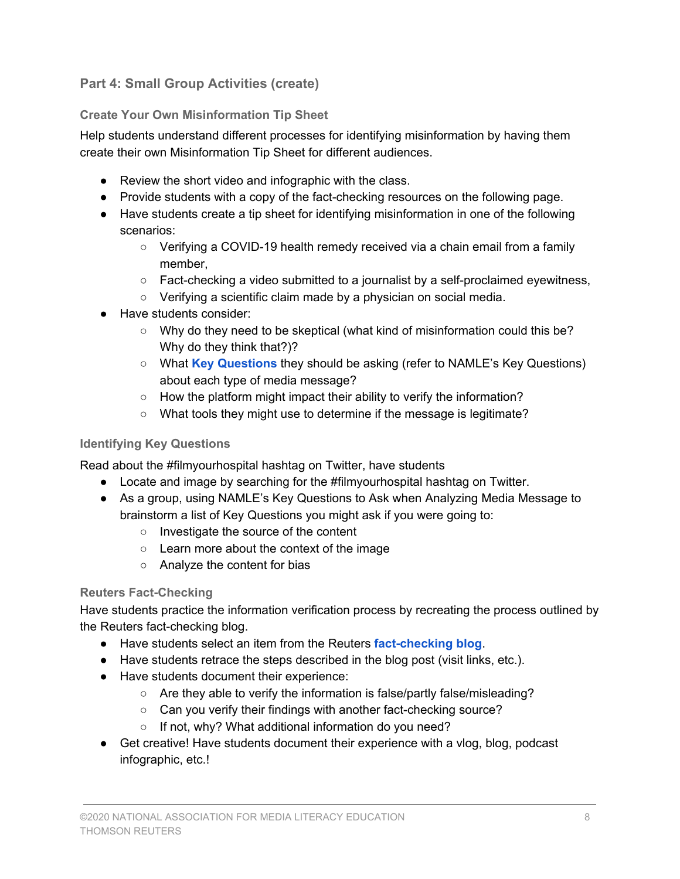## Part 4: Small Group Activities (create)

### Create Your Own Misinformation Tip Sheet

Help students understand different processes for identifying misinformation by having them create their own Misinformation Tip Sheet for different audiences.

- Review the short video and infographic with the class.
- Provide students with a copy of the fact-checking resources on the following page.
- Have students create a tip sheet for identifying misinformation in one of the following scenarios:
  - Verifying a COVID-19 health remedy received via a chain email from a family member,
  - Fact-checking a video submitted to a journalist by a self-proclaimed eyewitness,
  - Verifying a scientific claim made by a physician on social media.
- Have students consider:
  - Why do they need to be skeptical (what kind of misinformation could this be? Why do they think that?)?
  - What **Key Questions** they should be asking (refer to NAMLE's Key Questions) about each type of media message?
  - How the platform might impact their ability to verify the information?
  - What tools they might use to determine if the message is legitimate?

### Identifying Key Questions

Read about the #filmyourhospital hashtag on Twitter, have students

- Locate and image by searching for the #filmyourhospital hashtag on Twitter.
- As a group, using NAMLE's Key Questions to Ask when Analyzing Media Message to brainstorm a list of Key Questions you might ask if you were going to:
  - Investigate the source of the content
  - Learn more about the context of the image
  - Analyze the content for bias

### Reuters Fact-Checking

Have students practice the information verification process by recreating the process outlined by the Reuters fact-checking blog.

- Have students select an item from the Reuters **fact-checking blog**.
- Have students retrace the steps described in the blog post (visit links, etc.).
- Have students document their experience:
  - Are they able to verify the information is false/partly false/misleading?
  - Can you verify their findings with another fact-checking source?
  - If not, why? What additional information do you need?
- Get creative! Have students document their experience with a vlog, blog, podcast infographic, etc.!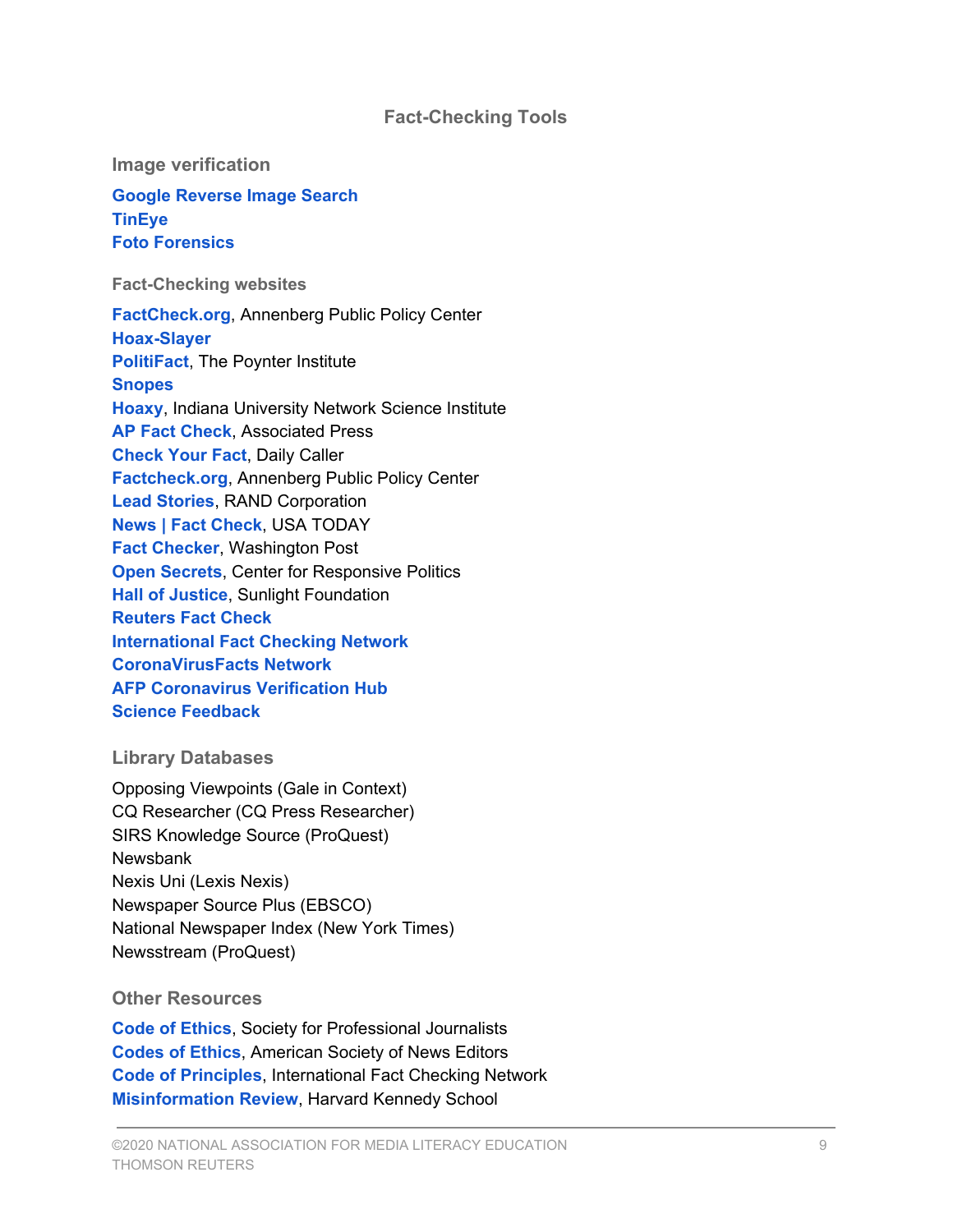## Fact-Checking Tools

### Image verification

**Google Reverse Image Search**
**TinEye**
**Foto Forensics**

### Fact-Checking websites

**FactCheck.org**, Annenberg Public Policy Center
**Hoax-Slayer**
**PolitiFact**, The Poynter Institute
**Snopes**
**Hoaxy**, Indiana University Network Science Institute
**AP Fact Check**, Associated Press
**Check Your Fact**, Daily Caller
**Factcheck.org**, Annenberg Public Policy Center
**Lead Stories**, RAND Corporation
**News | Fact Check**, USA TODAY
**Fact Checker**, Washington Post
**Open Secrets**, Center for Responsive Politics
**Hall of Justice**, Sunlight Foundation
**Reuters Fact Check**
**International Fact Checking Network**
**CoronaVirusFacts Network**
**AFP Coronavirus Verification Hub**
**Science Feedback**

### Library Databases

Opposing Viewpoints (Gale in Context)
CQ Researcher (CQ Press Researcher)
SIRS Knowledge Source (ProQuest)
Newsbank
Nexis Uni (Lexis Nexis)
Newspaper Source Plus (EBSCO)
National Newspaper Index (New York Times)
Newsstream (ProQuest)

### Other Resources

**Code of Ethics**, Society for Professional Journalists
**Codes of Ethics**, American Society of News Editors
**Code of Principles**, International Fact Checking Network
**Misinformation Review**, Harvard Kennedy School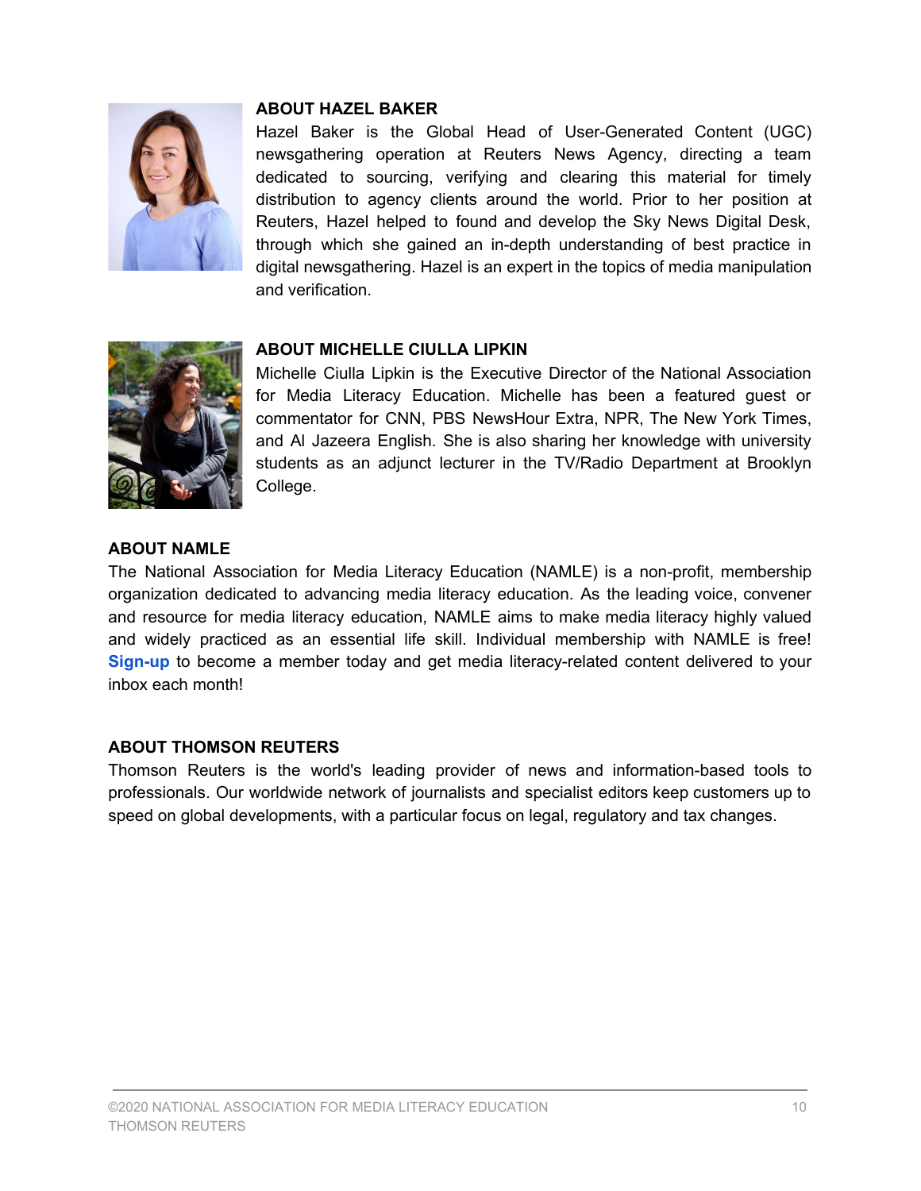## ABOUT HAZEL BAKER

Hazel Baker is the Global Head of User-Generated Content (UGC) newsgathering operation at Reuters News Agency, directing a team dedicated to sourcing, verifying and clearing this material for timely distribution to agency clients around the world. Prior to her position at Reuters, Hazel helped to found and develop the Sky News Digital Desk, through which she gained an in-depth understanding of best practice in digital newsgathering. Hazel is an expert in the topics of media manipulation and verification.

## ABOUT MICHELLE CIULLA LIPKIN

Michelle Ciulla Lipkin is the Executive Director of the National Association for Media Literacy Education. Michelle has been a featured guest or commentator for CNN, PBS NewsHour Extra, NPR, The New York Times, and Al Jazeera English. She is also sharing her knowledge with university students as an adjunct lecturer in the TV/Radio Department at Brooklyn College.

## ABOUT NAMLE

The National Association for Media Literacy Education (NAMLE) is a non-profit, membership organization dedicated to advancing media literacy education. As the leading voice, convener and resource for media literacy education, NAMLE aims to make media literacy highly valued and widely practiced as an essential life skill. Individual membership with NAMLE is free! **Sign-up** to become a member today and get media literacy-related content delivered to your inbox each month!

## ABOUT THOMSON REUTERS

Thomson Reuters is the world's leading provider of news and information-based tools to professionals. Our worldwide network of journalists and specialist editors keep customers up to speed on global developments, with a particular focus on legal, regulatory and tax changes.